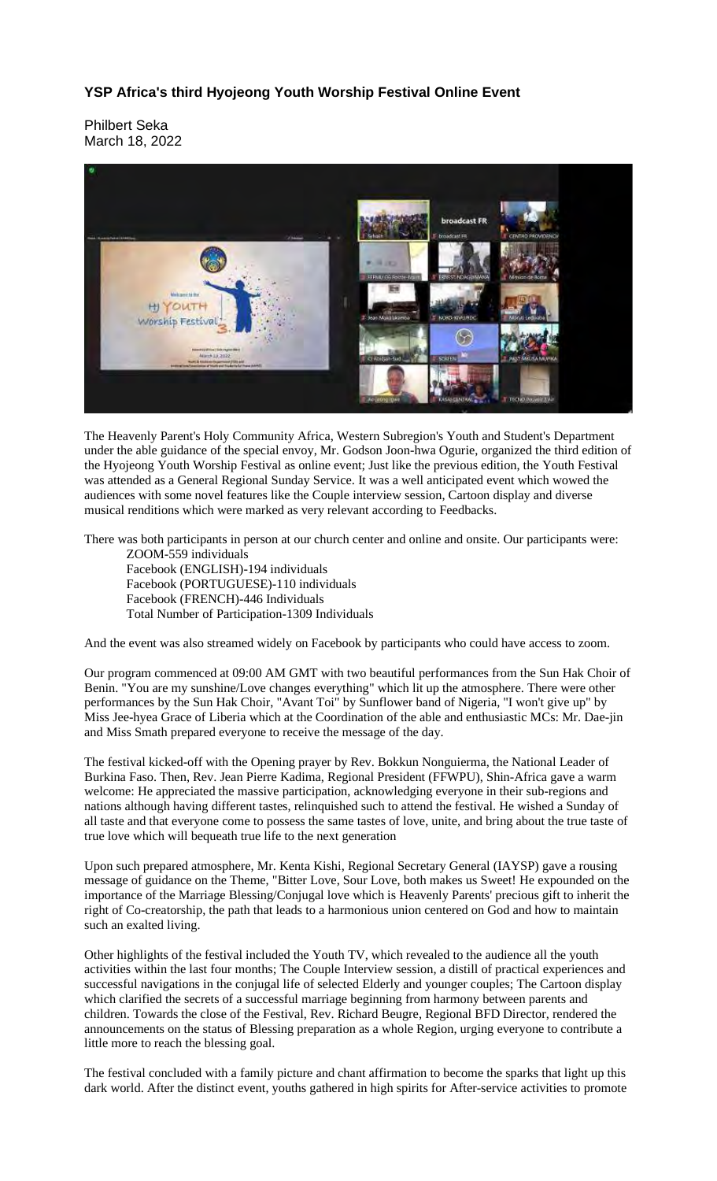# YSP Africa's third Hyojeong Youth Worship Festival Online Event

Philbert Seka
March 18, 2022

The Heavenly Parent's Holy Community Africa, Western Subregion's Youth and Student's Department under the able guidance of the special envoy, Mr. Godson Joon-hwa Ogurie, organized the third edition of the Hyojeong Youth Worship Festival as online event; Just like the previous edition, the Youth Festival was attended as a General Regional Sunday Service. It was a well anticipated event which wowed the audiences with some novel features like the Couple interview session, Cartoon display and diverse musical renditions which were marked as very relevant according to Feedbacks.

There was both participants in person at our church center and online and onsite. Our participants were:

ZOOM-559 individuals
Facebook (ENGLISH)-194 individuals
Facebook (PORTUGUESE)-110 individuals
Facebook (FRENCH)-446 Individuals
Total Number of Participation-1309 Individuals

And the event was also streamed widely on Facebook by participants who could have access to zoom.

Our program commenced at 09:00 AM GMT with two beautiful performances from the Sun Hak Choir of Benin. "You are my sunshine/Love changes everything" which lit up the atmosphere. There were other performances by the Sun Hak Choir, "Avant Toi" by Sunflower band of Nigeria, "I won't give up" by Miss Jee-hyea Grace of Liberia which at the Coordination of the able and enthusiastic MCs: Mr. Dae-jin and Miss Smath prepared everyone to receive the message of the day.

The festival kicked-off with the Opening prayer by Rev. Bokkun Nonguierma, the National Leader of Burkina Faso. Then, Rev. Jean Pierre Kadima, Regional President (FFWPU), Shin-Africa gave a warm welcome: He appreciated the massive participation, acknowledging everyone in their sub-regions and nations although having different tastes, relinquished such to attend the festival. He wished a Sunday of all taste and that everyone come to possess the same tastes of love, unite, and bring about the true taste of true love which will bequeath true life to the next generation

Upon such prepared atmosphere, Mr. Kenta Kishi, Regional Secretary General (IAYSP) gave a rousing message of guidance on the Theme, "Bitter Love, Sour Love, both makes us Sweet! He expounded on the importance of the Marriage Blessing/Conjugal love which is Heavenly Parents' precious gift to inherit the right of Co-creatorship, the path that leads to a harmonious union centered on God and how to maintain such an exalted living.

Other highlights of the festival included the Youth TV, which revealed to the audience all the youth activities within the last four months; The Couple Interview session, a distill of practical experiences and successful navigations in the conjugal life of selected Elderly and younger couples; The Cartoon display which clarified the secrets of a successful marriage beginning from harmony between parents and children. Towards the close of the Festival, Rev. Richard Beugre, Regional BFD Director, rendered the announcements on the status of Blessing preparation as a whole Region, urging everyone to contribute a little more to reach the blessing goal.

The festival concluded with a family picture and chant affirmation to become the sparks that light up this dark world. After the distinct event, youths gathered in high spirits for After-service activities to promote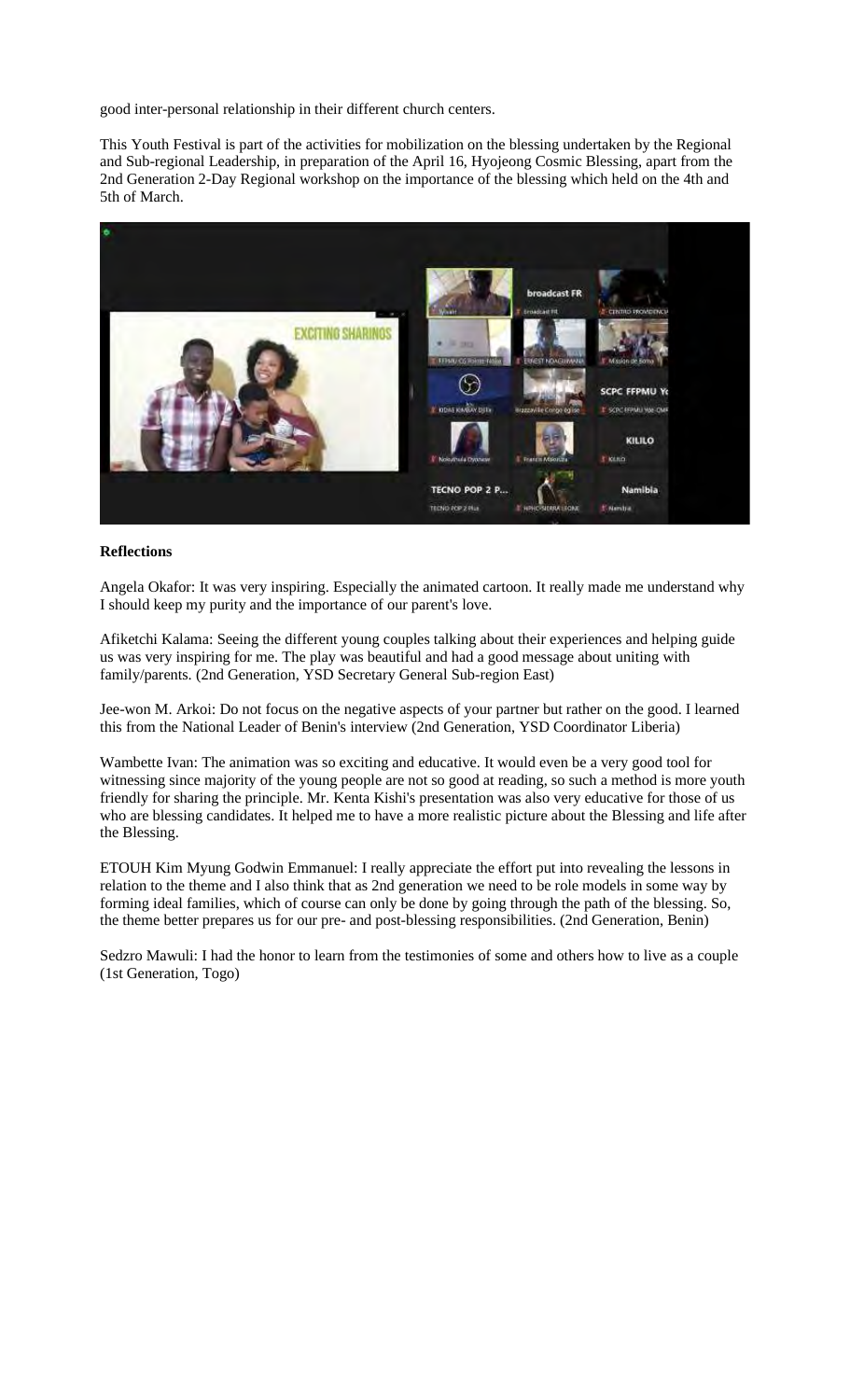good inter-personal relationship in their different church centers.

This Youth Festival is part of the activities for mobilization on the blessing undertaken by the Regional and Sub-regional Leadership, in preparation of the April 16, Hyojeong Cosmic Blessing, apart from the 2nd Generation 2-Day Regional workshop on the importance of the blessing which held on the 4th and 5th of March.

**Reflections**

Angela Okafor: It was very inspiring. Especially the animated cartoon. It really made me understand why I should keep my purity and the importance of our parent's love.

Afiketchi Kalama: Seeing the different young couples talking about their experiences and helping guide us was very inspiring for me. The play was beautiful and had a good message about uniting with family/parents. (2nd Generation, YSD Secretary General Sub-region East)

Jee-won M. Arkoi: Do not focus on the negative aspects of your partner but rather on the good. I learned this from the National Leader of Benin's interview (2nd Generation, YSD Coordinator Liberia)

Wambette Ivan: The animation was so exciting and educative. It would even be a very good tool for witnessing since majority of the young people are not so good at reading, so such a method is more youth friendly for sharing the principle. Mr. Kenta Kishi's presentation was also very educative for those of us who are blessing candidates. It helped me to have a more realistic picture about the Blessing and life after the Blessing.

ETOUH Kim Myung Godwin Emmanuel: I really appreciate the effort put into revealing the lessons in relation to the theme and I also think that as 2nd generation we need to be role models in some way by forming ideal families, which of course can only be done by going through the path of the blessing. So, the theme better prepares us for our pre- and post-blessing responsibilities. (2nd Generation, Benin)

Sedzro Mawuli: I had the honor to learn from the testimonies of some and others how to live as a couple (1st Generation, Togo)